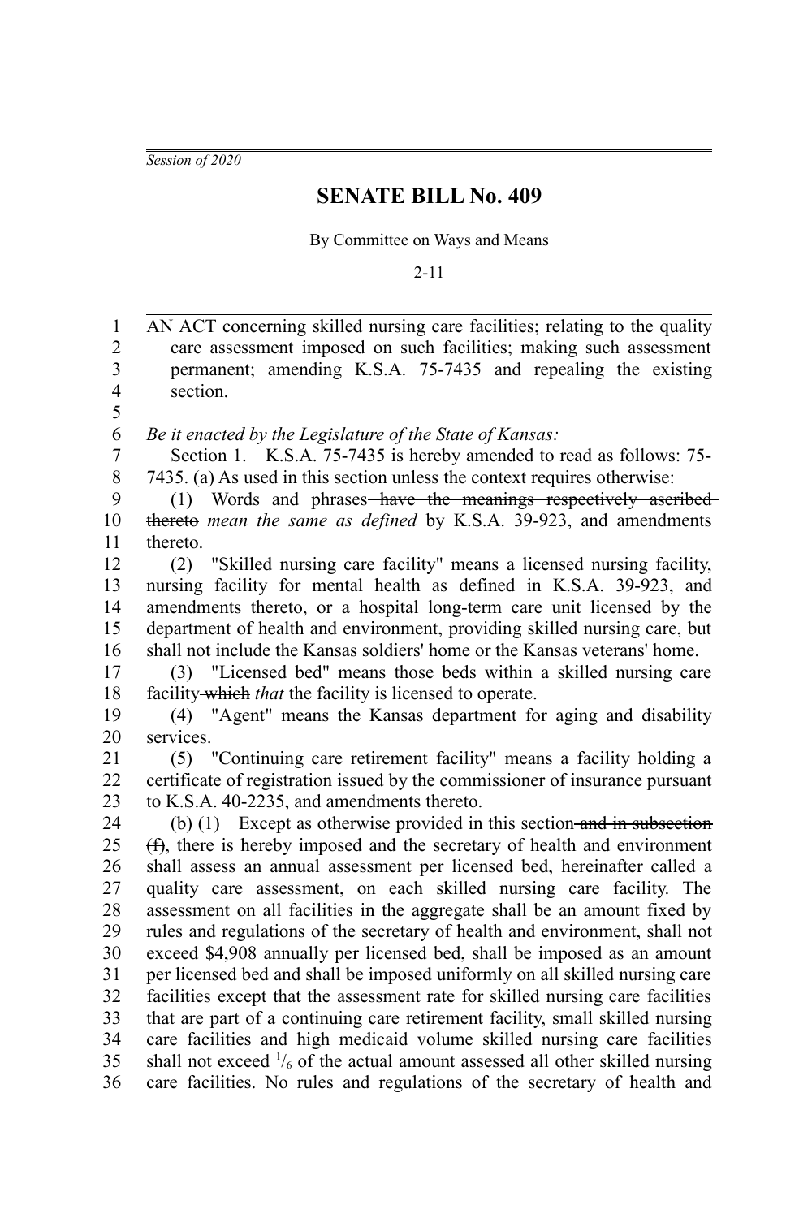*Session of 2020*

# SENATE BILL No. 409

By Committee on Ways and Means

2-11

AN ACT concerning skilled nursing care facilities; relating to the quality care assessment imposed on such facilities; making such assessment permanent; amending K.S.A. 75-7435 and repealing the existing section.

*Be it enacted by the Legislature of the State of Kansas:*

Section 1. K.S.A. 75-7435 is hereby amended to read as follows: 75-7435. (a) As used in this section unless the context requires otherwise:

(1) Words and phrases ~~have the meanings respectively ascribed thereto~~ *mean the same as defined* by K.S.A. 39-923, and amendments thereto.

(2) "Skilled nursing care facility" means a licensed nursing facility, nursing facility for mental health as defined in K.S.A. 39-923, and amendments thereto, or a hospital long-term care unit licensed by the department of health and environment, providing skilled nursing care, but shall not include the Kansas soldiers' home or the Kansas veterans' home.

(3) "Licensed bed" means those beds within a skilled nursing care facility ~~which~~ *that* the facility is licensed to operate.

(4) "Agent" means the Kansas department for aging and disability services.

(5) "Continuing care retirement facility" means a facility holding a certificate of registration issued by the commissioner of insurance pursuant to K.S.A. 40-2235, and amendments thereto.

(b) (1) Except as otherwise provided in this section ~~and in subsection (f)~~, there is hereby imposed and the secretary of health and environment shall assess an annual assessment per licensed bed, hereinafter called a quality care assessment, on each skilled nursing care facility. The assessment on all facilities in the aggregate shall be an amount fixed by rules and regulations of the secretary of health and environment, shall not exceed $4,908 annually per licensed bed, shall be imposed as an amount per licensed bed and shall be imposed uniformly on all skilled nursing care facilities except that the assessment rate for skilled nursing care facilities that are part of a continuing care retirement facility, small skilled nursing care facilities and high medicaid volume skilled nursing care facilities shall not exceed $^{1}/_{6}$ of the actual amount assessed all other skilled nursing care facilities. No rules and regulations of the secretary of health and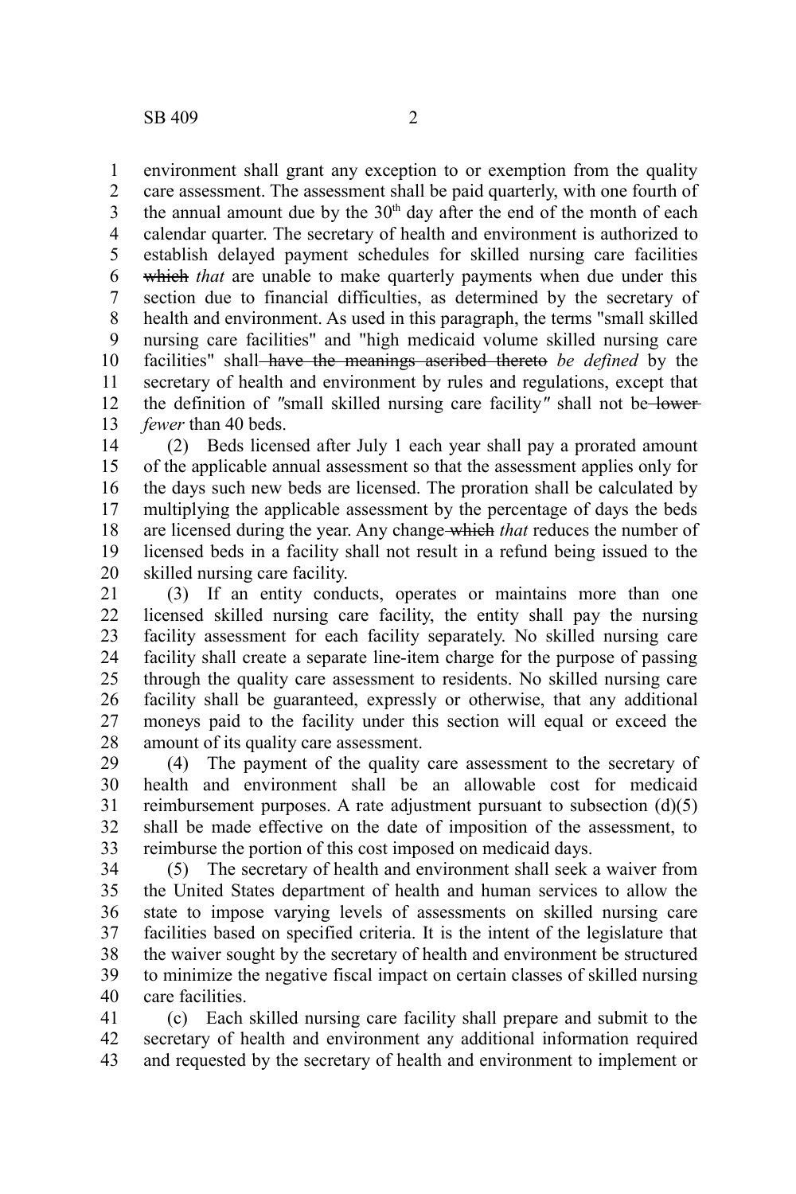environment shall grant any exception to or exemption from the quality care assessment. The assessment shall be paid quarterly, with one fourth of the annual amount due by the 30th day after the end of the month of each calendar quarter. The secretary of health and environment is authorized to establish delayed payment schedules for skilled nursing care facilities ~~which~~ *that* are unable to make quarterly payments when due under this section due to financial difficulties, as determined by the secretary of health and environment. As used in this paragraph, the terms "small skilled nursing care facilities" and "high medicaid volume skilled nursing care facilities" shall ~~have the meanings ascribed thereto~~ *be defined* by the secretary of health and environment by rules and regulations, except that the definition of "small skilled nursing care facility" shall not be ~~lower~~ *fewer* than 40 beds.

(2) Beds licensed after July 1 each year shall pay a prorated amount of the applicable annual assessment so that the assessment applies only for the days such new beds are licensed. The proration shall be calculated by multiplying the applicable assessment by the percentage of days the beds are licensed during the year. Any change ~~which~~ *that* reduces the number of licensed beds in a facility shall not result in a refund being issued to the skilled nursing care facility.

(3) If an entity conducts, operates or maintains more than one licensed skilled nursing care facility, the entity shall pay the nursing facility assessment for each facility separately. No skilled nursing care facility shall create a separate line-item charge for the purpose of passing through the quality care assessment to residents. No skilled nursing care facility shall be guaranteed, expressly or otherwise, that any additional moneys paid to the facility under this section will equal or exceed the amount of its quality care assessment.

(4) The payment of the quality care assessment to the secretary of health and environment shall be an allowable cost for medicaid reimbursement purposes. A rate adjustment pursuant to subsection (d)(5) shall be made effective on the date of imposition of the assessment, to reimburse the portion of this cost imposed on medicaid days.

(5) The secretary of health and environment shall seek a waiver from the United States department of health and human services to allow the state to impose varying levels of assessments on skilled nursing care facilities based on specified criteria. It is the intent of the legislature that the waiver sought by the secretary of health and environment be structured to minimize the negative fiscal impact on certain classes of skilled nursing care facilities.

(c) Each skilled nursing care facility shall prepare and submit to the secretary of health and environment any additional information required and requested by the secretary of health and environment to implement or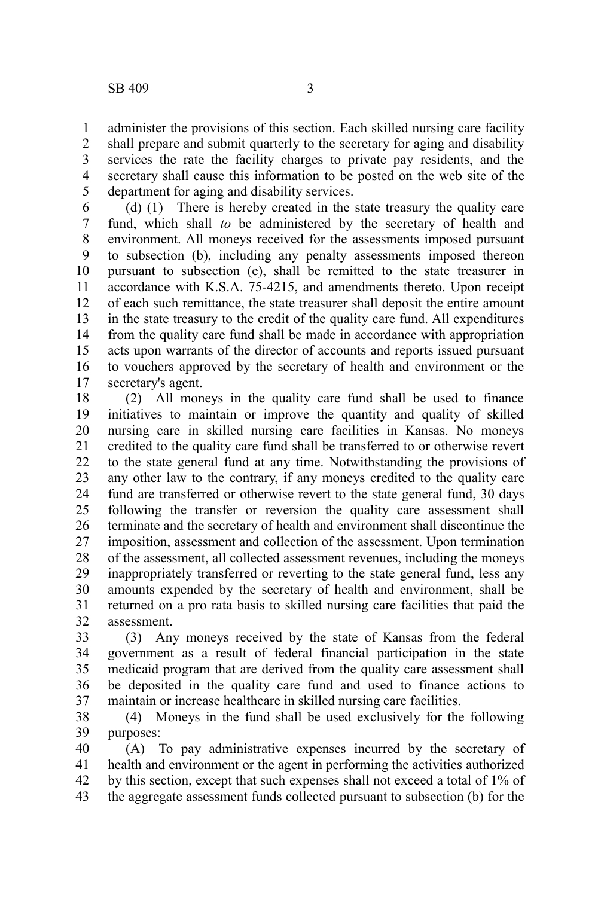administer the provisions of this section. Each skilled nursing care facility shall prepare and submit quarterly to the secretary for aging and disability services the rate the facility charges to private pay residents, and the secretary shall cause this information to be posted on the web site of the department for aging and disability services.

(d) (1) There is hereby created in the state treasury the quality care fund~~, which shall~~ *to* be administered by the secretary of health and environment. All moneys received for the assessments imposed pursuant to subsection (b), including any penalty assessments imposed thereon pursuant to subsection (e), shall be remitted to the state treasurer in accordance with K.S.A. 75-4215, and amendments thereto. Upon receipt of each such remittance, the state treasurer shall deposit the entire amount in the state treasury to the credit of the quality care fund. All expenditures from the quality care fund shall be made in accordance with appropriation acts upon warrants of the director of accounts and reports issued pursuant to vouchers approved by the secretary of health and environment or the secretary's agent.

(2) All moneys in the quality care fund shall be used to finance initiatives to maintain or improve the quantity and quality of skilled nursing care in skilled nursing care facilities in Kansas. No moneys credited to the quality care fund shall be transferred to or otherwise revert to the state general fund at any time. Notwithstanding the provisions of any other law to the contrary, if any moneys credited to the quality care fund are transferred or otherwise revert to the state general fund, 30 days following the transfer or reversion the quality care assessment shall terminate and the secretary of health and environment shall discontinue the imposition, assessment and collection of the assessment. Upon termination of the assessment, all collected assessment revenues, including the moneys inappropriately transferred or reverting to the state general fund, less any amounts expended by the secretary of health and environment, shall be returned on a pro rata basis to skilled nursing care facilities that paid the assessment.

(3) Any moneys received by the state of Kansas from the federal government as a result of federal financial participation in the state medicaid program that are derived from the quality care assessment shall be deposited in the quality care fund and used to finance actions to maintain or increase healthcare in skilled nursing care facilities.

(4) Moneys in the fund shall be used exclusively for the following purposes:

(A) To pay administrative expenses incurred by the secretary of health and environment or the agent in performing the activities authorized by this section, except that such expenses shall not exceed a total of 1% of the aggregate assessment funds collected pursuant to subsection (b) for the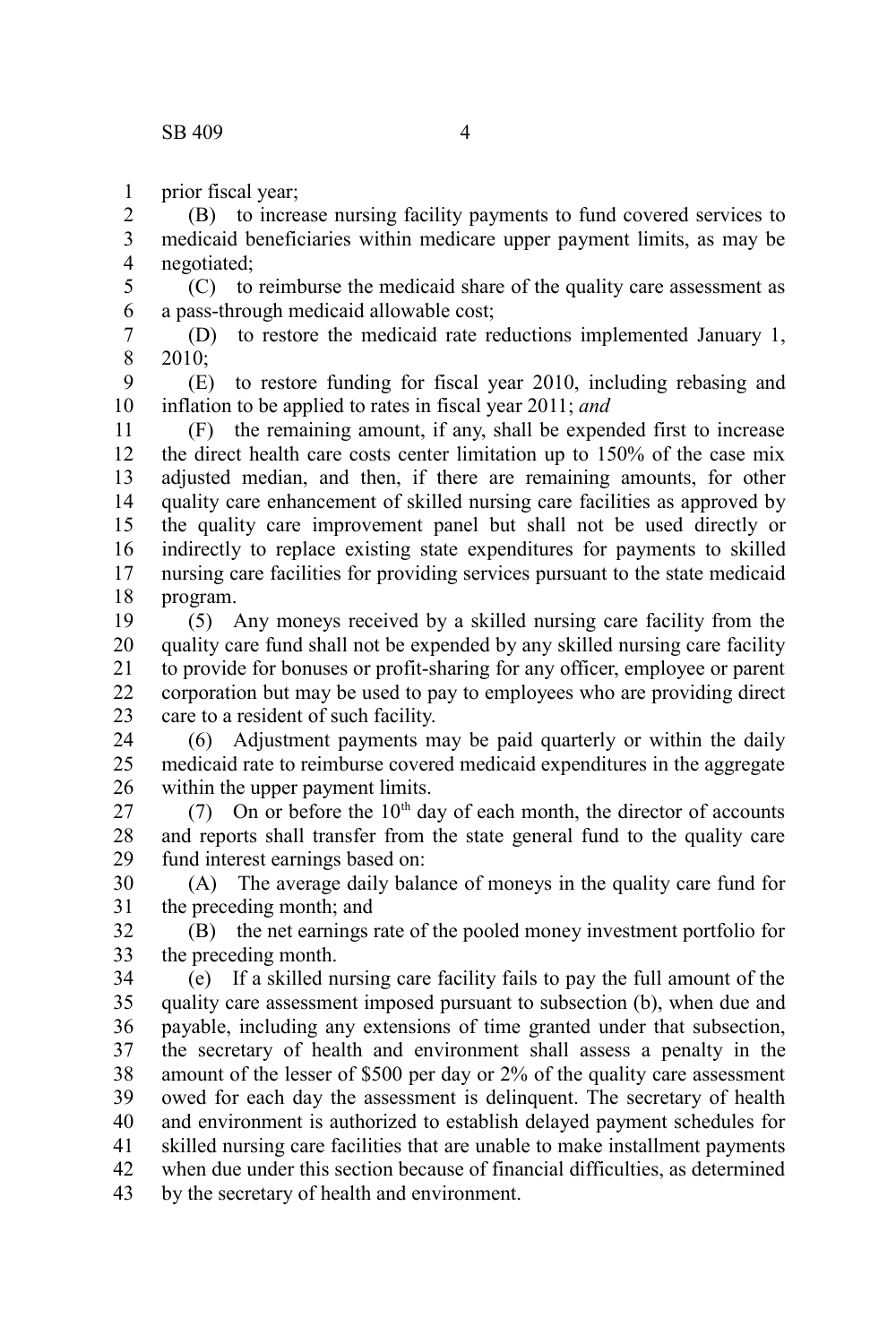prior fiscal year;

(B) to increase nursing facility payments to fund covered services to medicaid beneficiaries within medicare upper payment limits, as may be negotiated;

(C) to reimburse the medicaid share of the quality care assessment as a pass-through medicaid allowable cost;

(D) to restore the medicaid rate reductions implemented January 1, 2010;

(E) to restore funding for fiscal year 2010, including rebasing and inflation to be applied to rates in fiscal year 2011; *and*

(F) the remaining amount, if any, shall be expended first to increase the direct health care costs center limitation up to 150% of the case mix adjusted median, and then, if there are remaining amounts, for other quality care enhancement of skilled nursing care facilities as approved by the quality care improvement panel but shall not be used directly or indirectly to replace existing state expenditures for payments to skilled nursing care facilities for providing services pursuant to the state medicaid program.

(5) Any moneys received by a skilled nursing care facility from the quality care fund shall not be expended by any skilled nursing care facility to provide for bonuses or profit-sharing for any officer, employee or parent corporation but may be used to pay to employees who are providing direct care to a resident of such facility.

(6) Adjustment payments may be paid quarterly or within the daily medicaid rate to reimburse covered medicaid expenditures in the aggregate within the upper payment limits.

(7) On or before the 10th day of each month, the director of accounts and reports shall transfer from the state general fund to the quality care fund interest earnings based on:

(A) The average daily balance of moneys in the quality care fund for the preceding month; and

(B) the net earnings rate of the pooled money investment portfolio for the preceding month.

(e) If a skilled nursing care facility fails to pay the full amount of the quality care assessment imposed pursuant to subsection (b), when due and payable, including any extensions of time granted under that subsection, the secretary of health and environment shall assess a penalty in the amount of the lesser of $500 per day or 2% of the quality care assessment owed for each day the assessment is delinquent. The secretary of health and environment is authorized to establish delayed payment schedules for skilled nursing care facilities that are unable to make installment payments when due under this section because of financial difficulties, as determined by the secretary of health and environment.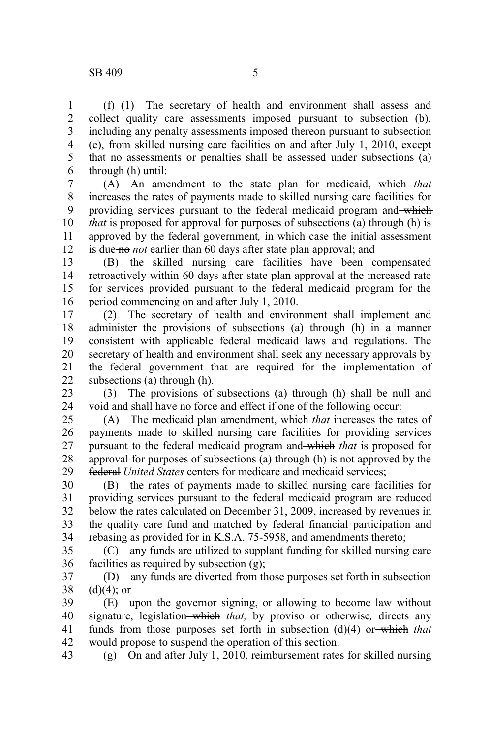(f) (1) The secretary of health and environment shall assess and collect quality care assessments imposed pursuant to subsection (b), including any penalty assessments imposed thereon pursuant to subsection (e), from skilled nursing care facilities on and after July 1, 2010, except that no assessments or penalties shall be assessed under subsections (a) through (h) until:

(A) An amendment to the state plan for medicaid~~, which~~ *that* increases the rates of payments made to skilled nursing care facilities for providing services pursuant to the federal medicaid program and ~~which~~ *that* is proposed for approval for purposes of subsections (a) through (h) is approved by the federal government*,* in which case the initial assessment is due ~~no~~ *not* earlier than 60 days after state plan approval; and

(B) the skilled nursing care facilities have been compensated retroactively within 60 days after state plan approval at the increased rate for services provided pursuant to the federal medicaid program for the period commencing on and after July 1, 2010.

(2) The secretary of health and environment shall implement and administer the provisions of subsections (a) through (h) in a manner consistent with applicable federal medicaid laws and regulations. The secretary of health and environment shall seek any necessary approvals by the federal government that are required for the implementation of subsections (a) through (h).

(3) The provisions of subsections (a) through (h) shall be null and void and shall have no force and effect if one of the following occur:

(A) The medicaid plan amendment~~, which~~ *that* increases the rates of payments made to skilled nursing care facilities for providing services pursuant to the federal medicaid program and ~~which~~ *that* is proposed for approval for purposes of subsections (a) through (h) is not approved by the ~~federal~~ *United States* centers for medicare and medicaid services;

(B) the rates of payments made to skilled nursing care facilities for providing services pursuant to the federal medicaid program are reduced below the rates calculated on December 31, 2009, increased by revenues in the quality care fund and matched by federal financial participation and rebasing as provided for in K.S.A. 75-5958, and amendments thereto;

(C) any funds are utilized to supplant funding for skilled nursing care facilities as required by subsection (g);

(D) any funds are diverted from those purposes set forth in subsection (d)(4); or

(E) upon the governor signing, or allowing to become law without signature, legislation ~~which~~ *that,* by proviso or otherwise*,* directs any funds from those purposes set forth in subsection (d)(4) or ~~which~~ *that* would propose to suspend the operation of this section.

(g) On and after July 1, 2010, reimbursement rates for skilled nursing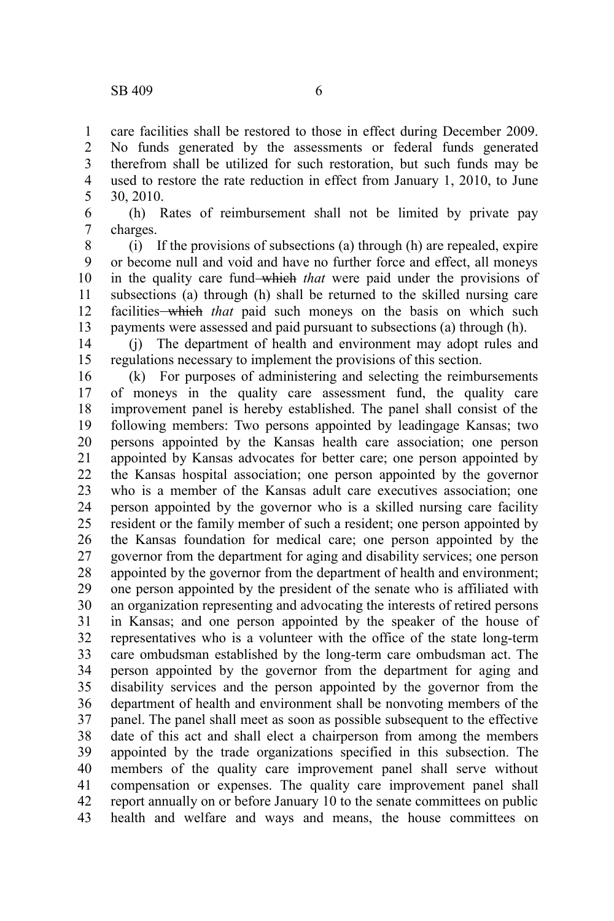care facilities shall be restored to those in effect during December 2009. No funds generated by the assessments or federal funds generated therefrom shall be utilized for such restoration, but such funds may be used to restore the rate reduction in effect from January 1, 2010, to June 30, 2010.

(h) Rates of reimbursement shall not be limited by private pay charges.

(i) If the provisions of subsections (a) through (h) are repealed, expire or become null and void and have no further force and effect, all moneys in the quality care fund ~~which~~ *that* were paid under the provisions of subsections (a) through (h) shall be returned to the skilled nursing care facilities ~~which~~ *that* paid such moneys on the basis on which such payments were assessed and paid pursuant to subsections (a) through (h).

(j) The department of health and environment may adopt rules and regulations necessary to implement the provisions of this section.

(k) For purposes of administering and selecting the reimbursements of moneys in the quality care assessment fund, the quality care improvement panel is hereby established. The panel shall consist of the following members: Two persons appointed by leadingage Kansas; two persons appointed by the Kansas health care association; one person appointed by Kansas advocates for better care; one person appointed by the Kansas hospital association; one person appointed by the governor who is a member of the Kansas adult care executives association; one person appointed by the governor who is a skilled nursing care facility resident or the family member of such a resident; one person appointed by the Kansas foundation for medical care; one person appointed by the governor from the department for aging and disability services; one person appointed by the governor from the department of health and environment; one person appointed by the president of the senate who is affiliated with an organization representing and advocating the interests of retired persons in Kansas; and one person appointed by the speaker of the house of representatives who is a volunteer with the office of the state long-term care ombudsman established by the long-term care ombudsman act. The person appointed by the governor from the department for aging and disability services and the person appointed by the governor from the department of health and environment shall be nonvoting members of the panel. The panel shall meet as soon as possible subsequent to the effective date of this act and shall elect a chairperson from among the members appointed by the trade organizations specified in this subsection. The members of the quality care improvement panel shall serve without compensation or expenses. The quality care improvement panel shall report annually on or before January 10 to the senate committees on public health and welfare and ways and means, the house committees on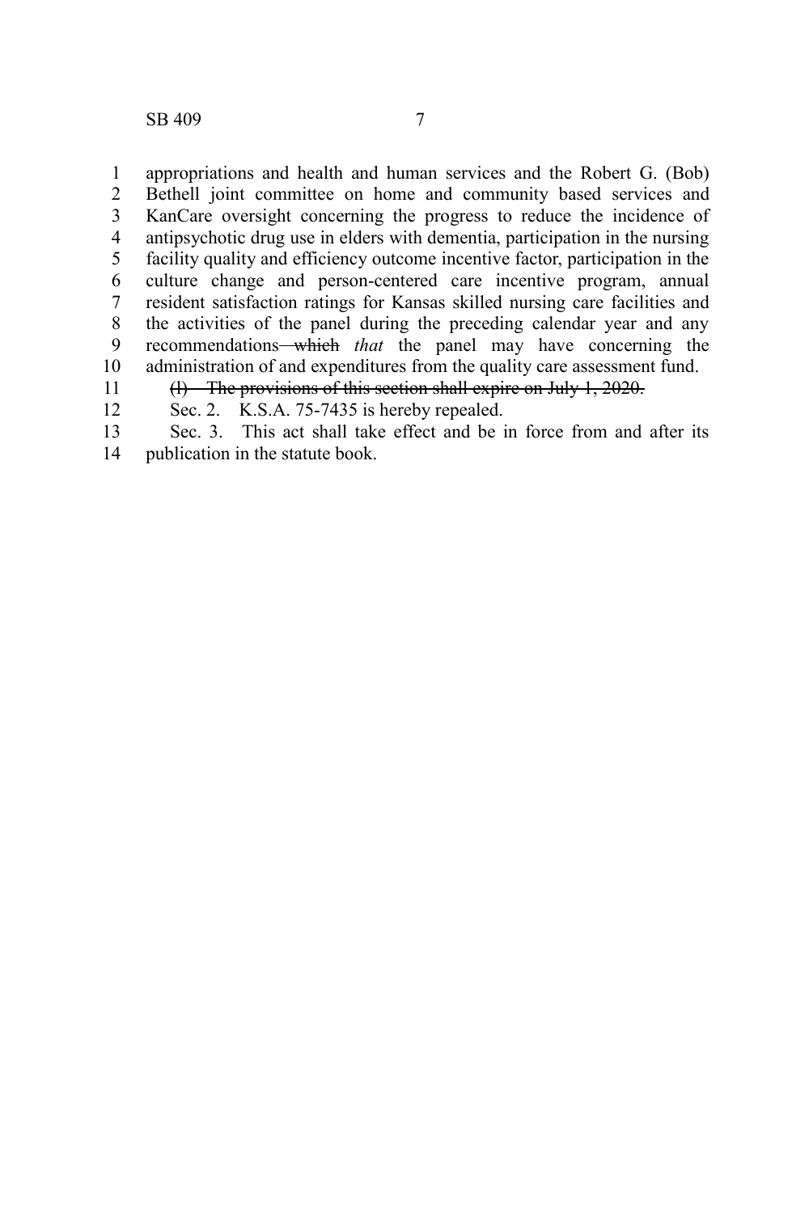appropriations and health and human services and the Robert G. (Bob) Bethell joint committee on home and community based services and KanCare oversight concerning the progress to reduce the incidence of antipsychotic drug use in elders with dementia, participation in the nursing facility quality and efficiency outcome incentive factor, participation in the culture change and person-centered care incentive program, annual resident satisfaction ratings for Kansas skilled nursing care facilities and the activities of the panel during the preceding calendar year and any recommendations ~~which~~ *that* the panel may have concerning the administration of and expenditures from the quality care assessment fund.

~~(l) The provisions of this section shall expire on July 1, 2020.~~

Sec. 2. K.S.A. 75-7435 is hereby repealed.

Sec. 3. This act shall take effect and be in force from and after its publication in the statute book.